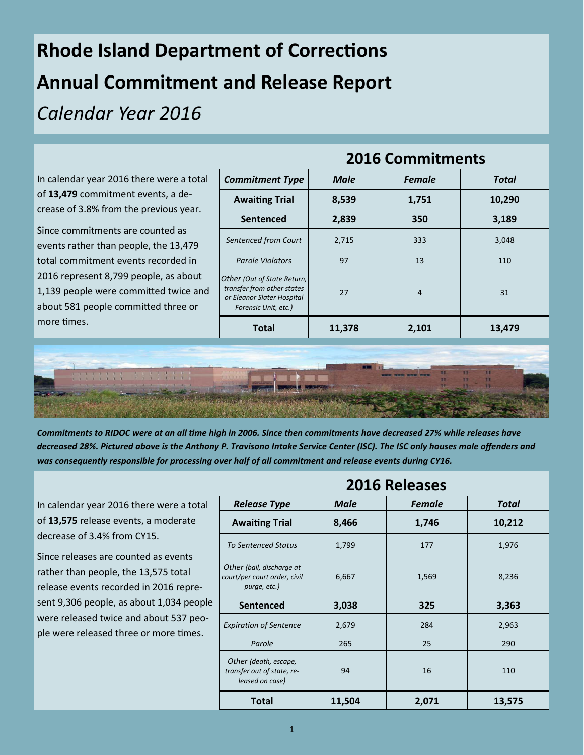# Rhode Island Department of Corrections

# Annual Commitment and Release Report

## *Calendar Year 2016*

In calendar year 2016 there were a total of **13,479** commitment events, a decrease of 3.8% from the previous year.

Since commitments are counted as events rather than people, the 13,479 total commitment events recorded in 2016 represent 8,799 people, as about 1,139 people were committed twice and about 581 people committed three or more times.

## 2016 Commitments

| *Commitment Type* | *Male* | *Female* | *Total* |
|---|---|---|---|
| **Awaiting Trial** | **8,539** | **1,751** | **10,290** |
| **Sentenced** | **2,839** | **350** | **3,189** |
| *Sentenced from Court* | 2,715 | 333 | 3,048 |
| *Parole Violators* | 97 | 13 | 110 |
| *Other (Out of State Return, transfer from other states or Eleanor Slater Hospital Forensic Unit, etc.)* | 27 | 4 | 31 |
| **Total** | **11,378** | **2,101** | **13,479** |

***Commitments to RIDOC were at an all time high in 2006. Since then commitments have decreased 27% while releases have decreased 28%. Pictured above is the Anthony P. Travisono Intake Service Center (ISC). The ISC only houses male offenders and was consequently responsible for processing over half of all commitment and release events during CY16.***

In calendar year 2016 there were a total of **13,575** release events, a moderate decrease of 3.4% from CY15.

Since releases are counted as events rather than people, the 13,575 total release events recorded in 2016 represent 9,306 people, as about 1,034 people were released twice and about 537 people were released three or more times.

## 2016 Releases

| *Release Type* | *Male* | *Female* | *Total* |
|---|---|---|---|
| **Awaiting Trial** | **8,466** | **1,746** | **10,212** |
| *To Sentenced Status* | 1,799 | 177 | 1,976 |
| *Other (bail, discharge at court/per court order, civil purge, etc.)* | 6,667 | 1,569 | 8,236 |
| **Sentenced** | **3,038** | **325** | **3,363** |
| *Expiration of Sentence* | 2,679 | 284 | 2,963 |
| *Parole* | 265 | 25 | 290 |
| *Other (death, escape, transfer out of state, released on case)* | 94 | 16 | 110 |
| **Total** | **11,504** | **2,071** | **13,575** |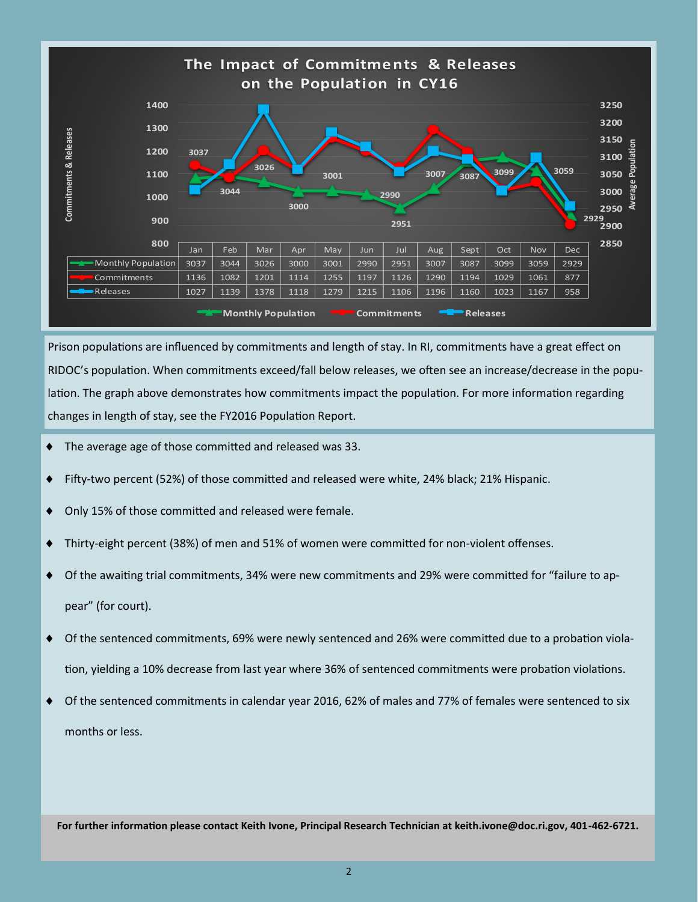## The Impact of Commitments & Releases on the Population in CY16

| | Jan | Feb | Mar | Apr | May | Jun | Jul | Aug | Sept | Oct | Nov | Dec |
|---|---|---|---|---|---|---|---|---|---|---|---|---|
| Monthly Population | 3037 | 3044 | 3026 | 3000 | 3001 | 2990 | 2951 | 3007 | 3087 | 3099 | 3059 | 2929 |
| Commitments | 1136 | 1082 | 1201 | 1114 | 1255 | 1197 | 1126 | 1290 | 1194 | 1029 | 1061 | 877 |
| Releases | 1027 | 1139 | 1378 | 1118 | 1279 | 1215 | 1106 | 1196 | 1160 | 1023 | 1167 | 958 |

Prison populations are influenced by commitments and length of stay. In RI, commitments have a great effect on RIDOC's population. When commitments exceed/fall below releases, we often see an increase/decrease in the population. The graph above demonstrates how commitments impact the population. For more information regarding changes in length of stay, see the FY2016 Population Report.

- The average age of those committed and released was 33.
- Fifty-two percent (52%) of those committed and released were white, 24% black; 21% Hispanic.
- Only 15% of those committed and released were female.
- Thirty-eight percent (38%) of men and 51% of women were committed for non-violent offenses.
- Of the awaiting trial commitments, 34% were new commitments and 29% were committed for "failure to appear" (for court).
- Of the sentenced commitments, 69% were newly sentenced and 26% were committed due to a probation violation, yielding a 10% decrease from last year where 36% of sentenced commitments were probation violations.
- Of the sentenced commitments in calendar year 2016, 62% of males and 77% of females were sentenced to six months or less.

**For further information please contact Keith Ivone, Principal Research Technician at keith.ivone@doc.ri.gov, 401-462-6721.**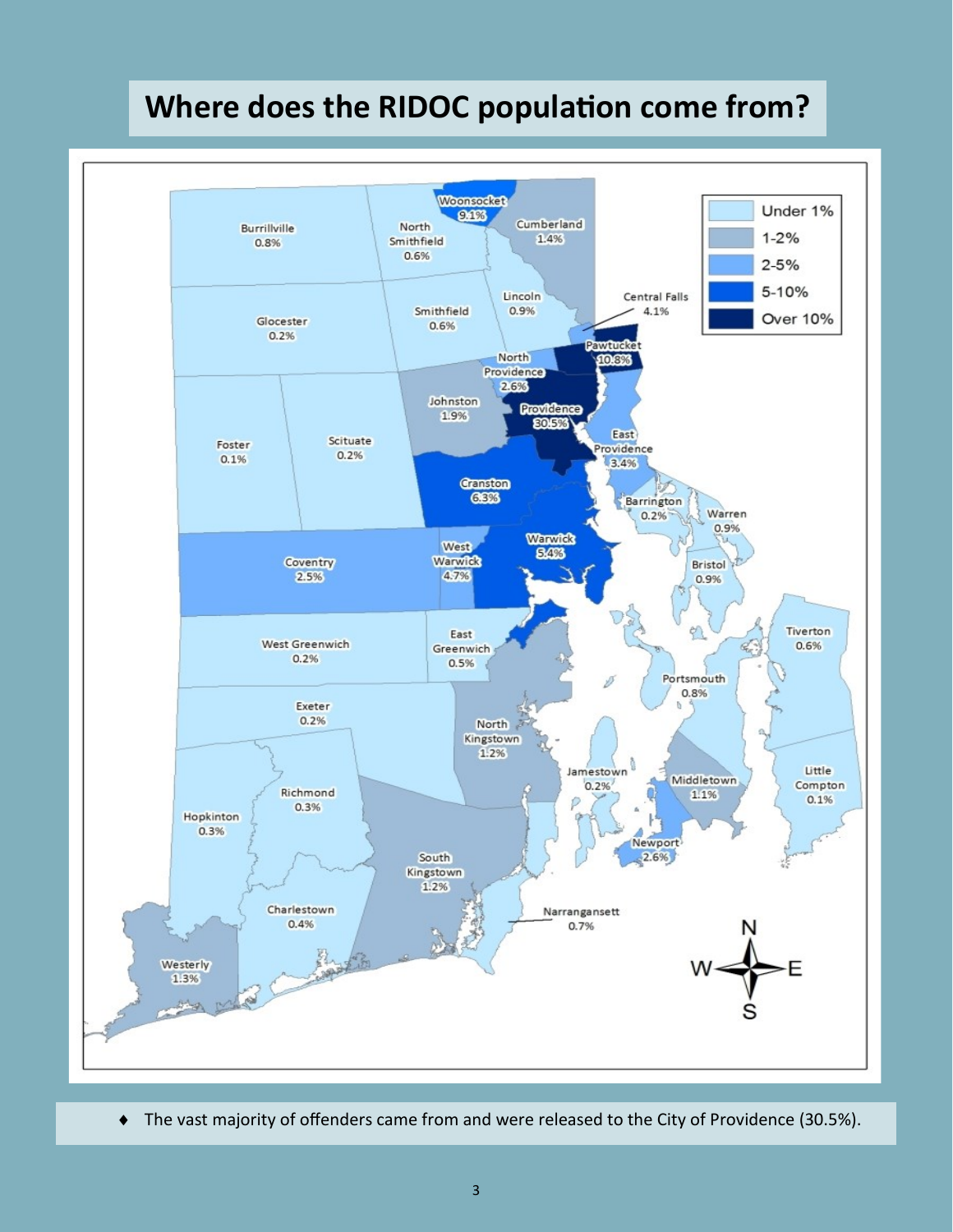# Where does the RIDOC population come from?

Under 1%
1-2%
2-5%
5-10%
Over 10%

Woonsocket
9.1%

Burrillville
0.8%

North Smithfield
0.6%

Cumberland
1.4%

Lincoln
0.9%

Smithfield
0.6%

Glocester
0.2%

Central Falls
4.1%

Pawtucket
10.8%

North Providence
2.6%

Johnston
1.9%

Providence
30.5%

East Providence
3.4%

Foster
0.1%

Scituate
0.2%

Cranston
6.3%

Barrington
0.2%

Warren
0.9%

Coventry
2.5%

West Warwick
4.7%

Warwick
5.4%

Bristol
0.9%

West Greenwich
0.2%

East Greenwich
0.5%

Tiverton
0.6%

Portsmouth
0.8%

Exeter
0.2%

North Kingstown
1.2%

Jamestown
0.2%

Middletown
1.1%

Little Compton
0.1%

Richmond
0.3%

Hopkinton
0.3%

Newport
2.6%

South Kingstown
1.2%

Charlestown
0.4%

Narragansett
0.7%

Westerly
1.3%

N
W
E
S

- The vast majority of offenders came from and were released to the City of Providence (30.5%).